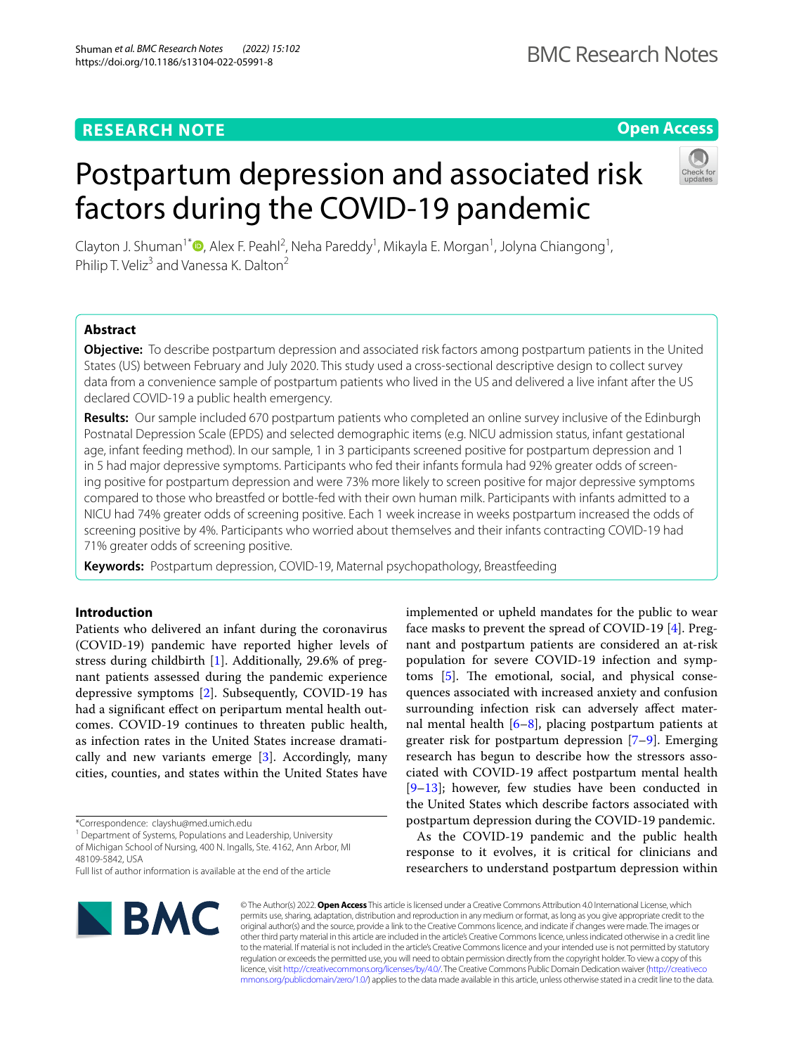RESEARCH NOTE

Open Access

# Postpartum depression and associated risk factors during the COVID-19 pandemic

Clayton J. Shuman[1*], Alex F. Peahl[2], Neha Pareddy[1], Mikayla E. Morgan[1], Jolyna Chiangong[1], Philip T. Veliz[3] and Vanessa K. Dalton[2]

## Abstract

**Objective:** To describe postpartum depression and associated risk factors among postpartum patients in the United States (US) between February and July 2020. This study used a cross-sectional descriptive design to collect survey data from a convenience sample of postpartum patients who lived in the US and delivered a live infant after the US declared COVID-19 a public health emergency.

**Results:** Our sample included 670 postpartum patients who completed an online survey inclusive of the Edinburgh Postnatal Depression Scale (EPDS) and selected demographic items (e.g. NICU admission status, infant gestational age, infant feeding method). In our sample, 1 in 3 participants screened positive for postpartum depression and 1 in 5 had major depressive symptoms. Participants who fed their infants formula had 92% greater odds of screening positive for postpartum depression and were 73% more likely to screen positive for major depressive symptoms compared to those who breastfed or bottle-fed with their own human milk. Participants with infants admitted to a NICU had 74% greater odds of screening positive. Each 1 week increase in weeks postpartum increased the odds of screening positive by 4%. Participants who worried about themselves and their infants contracting COVID-19 had 71% greater odds of screening positive.

**Keywords:** Postpartum depression, COVID-19, Maternal psychopathology, Breastfeeding

## Introduction

Patients who delivered an infant during the coronavirus (COVID-19) pandemic have reported higher levels of stress during childbirth [1]. Additionally, 29.6% of pregnant patients assessed during the pandemic experience depressive symptoms [2]. Subsequently, COVID-19 has had a significant effect on peripartum mental health outcomes. COVID-19 continues to threaten public health, as infection rates in the United States increase dramatically and new variants emerge [3]. Accordingly, many cities, counties, and states within the United States have implemented or upheld mandates for the public to wear face masks to prevent the spread of COVID-19 [4]. Pregnant and postpartum patients are considered an at-risk population for severe COVID-19 infection and symptoms [5]. The emotional, social, and physical consequences associated with increased anxiety and confusion surrounding infection risk can adversely affect maternal mental health [6–8], placing postpartum patients at greater risk for postpartum depression [7–9]. Emerging research has begun to describe how the stressors associated with COVID-19 affect postpartum mental health [9–13]; however, few studies have been conducted in the United States which describe factors associated with postpartum depression during the COVID-19 pandemic.

As the COVID-19 pandemic and the public health response to it evolves, it is critical for clinicians and researchers to understand postpartum depression within

*Correspondence: clayshu@med.umich.edu

[1] Department of Systems, Populations and Leadership, University of Michigan School of Nursing, 400 N. Ingalls, Ste. 4162, Ann Arbor, MI 48109-5842, USA

Full list of author information is available at the end of the article

© The Author(s) 2022. **Open Access** This article is licensed under a Creative Commons Attribution 4.0 International License, which permits use, sharing, adaptation, distribution and reproduction in any medium or format, as long as you give appropriate credit to the original author(s) and the source, provide a link to the Creative Commons licence, and indicate if changes were made. The images or other third party material in this article are included in the article's Creative Commons licence, unless indicated otherwise in a credit line to the material. If material is not included in the article's Creative Commons licence and your intended use is not permitted by statutory regulation or exceeds the permitted use, you will need to obtain permission directly from the copyright holder. To view a copy of this licence, visit http://creativecommons.org/licenses/by/4.0/. The Creative Commons Public Domain Dedication waiver (http://creativecommons.org/publicdomain/zero/1.0/) applies to the data made available in this article, unless otherwise stated in a credit line to the data.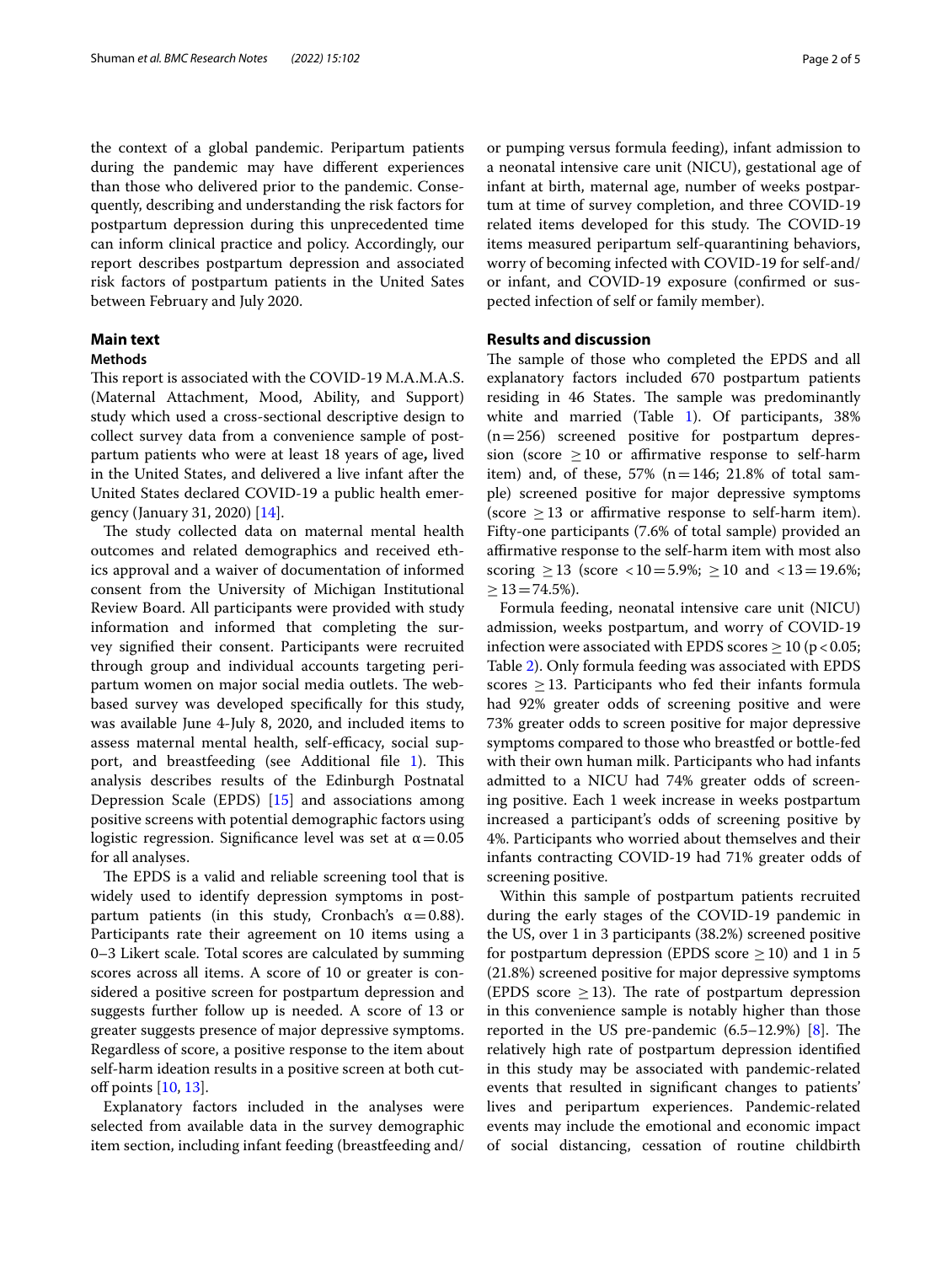the context of a global pandemic. Peripartum patients during the pandemic may have different experiences than those who delivered prior to the pandemic. Consequently, describing and understanding the risk factors for postpartum depression during this unprecedented time can inform clinical practice and policy. Accordingly, our report describes postpartum depression and associated risk factors of postpartum patients in the United Sates between February and July 2020.

## Main text

### Methods

This report is associated with the COVID-19 M.A.M.A.S. (Maternal Attachment, Mood, Ability, and Support) study which used a cross-sectional descriptive design to collect survey data from a convenience sample of postpartum patients who were at least 18 years of age**,** lived in the United States, and delivered a live infant after the United States declared COVID-19 a public health emergency (January 31, 2020) [14].

The study collected data on maternal mental health outcomes and related demographics and received ethics approval and a waiver of documentation of informed consent from the University of Michigan Institutional Review Board. All participants were provided with study information and informed that completing the survey signified their consent. Participants were recruited through group and individual accounts targeting peripartum women on major social media outlets. The web-based survey was developed specifically for this study, was available June 4-July 8, 2020, and included items to assess maternal mental health, self-efficacy, social support, and breastfeeding (see Additional file 1). This analysis describes results of the Edinburgh Postnatal Depression Scale (EPDS) [15] and associations among positive screens with potential demographic factors using logistic regression. Significance level was set at $\alpha = 0.05$ for all analyses.

The EPDS is a valid and reliable screening tool that is widely used to identify depression symptoms in postpartum patients (in this study, Cronbach's $\alpha = 0.88$). Participants rate their agreement on 10 items using a 0–3 Likert scale. Total scores are calculated by summing scores across all items. A score of 10 or greater is considered a positive screen for postpartum depression and suggests further follow up is needed. A score of 13 or greater suggests presence of major depressive symptoms. Regardless of score, a positive response to the item about self-harm ideation results in a positive screen at both cutoff points [10, 13].

Explanatory factors included in the analyses were selected from available data in the survey demographic item section, including infant feeding (breastfeeding and/or pumping versus formula feeding), infant admission to a neonatal intensive care unit (NICU), gestational age of infant at birth, maternal age, number of weeks postpartum at time of survey completion, and three COVID-19 related items developed for this study. The COVID-19 items measured peripartum self-quarantining behaviors, worry of becoming infected with COVID-19 for self-and/or infant, and COVID-19 exposure (confirmed or suspected infection of self or family member).

## Results and discussion

The sample of those who completed the EPDS and all explanatory factors included 670 postpartum patients residing in 46 States. The sample was predominantly white and married (Table 1). Of participants, 38% ($n = 256$) screened positive for postpartum depression (score $\geq 10$ or affirmative response to self-harm item) and, of these, 57% ($n = 146$; 21.8% of total sample) screened positive for major depressive symptoms (score $\geq 13$ or affirmative response to self-harm item). Fifty-one participants (7.6% of total sample) provided an affirmative response to the self-harm item with most also scoring $\geq 13$ (score $< 10 = 5.9\%$; $\geq 10$ and $< 13 = 19.6\%$; $\geq 13 = 74.5\%$).

Formula feeding, neonatal intensive care unit (NICU) admission, weeks postpartum, and worry of COVID-19 infection were associated with EPDS scores $\geq 10$ ($p < 0.05$; Table 2). Only formula feeding was associated with EPDS scores $\geq 13$. Participants who fed their infants formula had 92% greater odds of screening positive and were 73% greater odds to screen positive for major depressive symptoms compared to those who breastfed or bottle-fed with their own human milk. Participants who had infants admitted to a NICU had 74% greater odds of screening positive. Each 1 week increase in weeks postpartum increased a participant's odds of screening positive by 4%. Participants who worried about themselves and their infants contracting COVID-19 had 71% greater odds of screening positive.

Within this sample of postpartum patients recruited during the early stages of the COVID-19 pandemic in the US, over 1 in 3 participants (38.2%) screened positive for postpartum depression (EPDS score $\geq 10$) and 1 in 5 (21.8%) screened positive for major depressive symptoms (EPDS score $\geq 13$). The rate of postpartum depression in this convenience sample is notably higher than those reported in the US pre-pandemic (6.5–12.9%) [8]. The relatively high rate of postpartum depression identified in this study may be associated with pandemic-related events that resulted in significant changes to patients' lives and peripartum experiences. Pandemic-related events may include the emotional and economic impact of social distancing, cessation of routine childbirth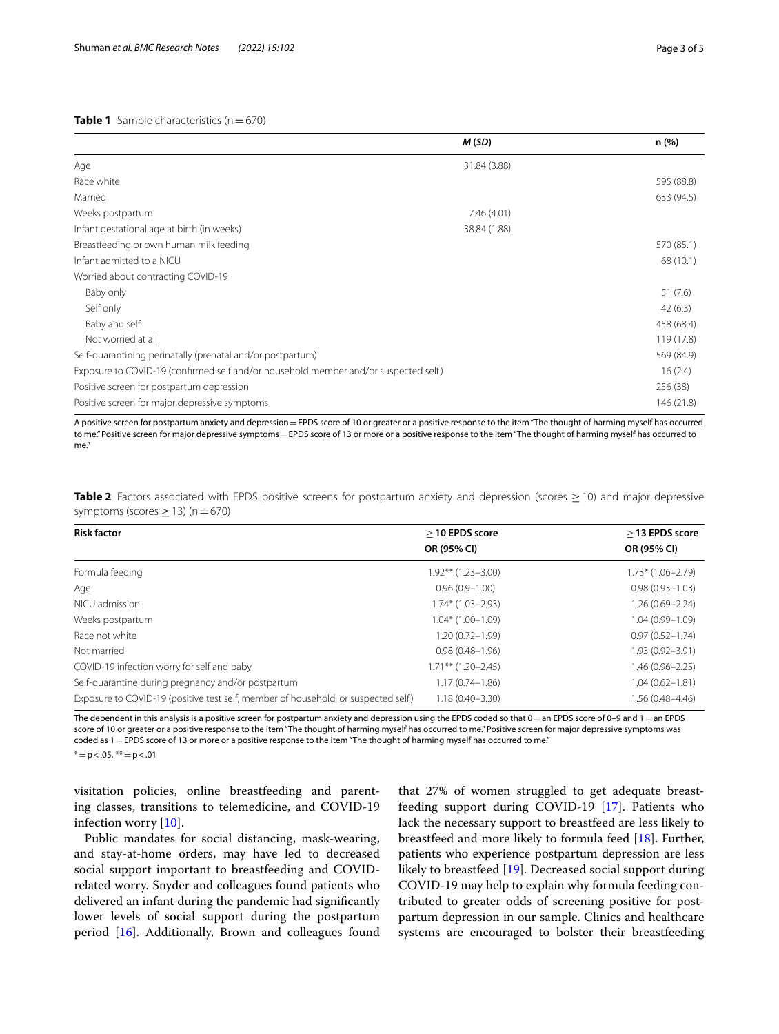**Table 1** Sample characteristics (n = 670)

| | *M* (*SD*) | n (%) |
|---|---|---|
| Age | 31.84 (3.88) | |
| Race white | | 595 (88.8) |
| Married | | 633 (94.5) |
| Weeks postpartum | 7.46 (4.01) | |
| Infant gestational age at birth (in weeks) | 38.84 (1.88) | |
| Breastfeeding or own human milk feeding | | 570 (85.1) |
| Infant admitted to a NICU | | 68 (10.1) |
| Worried about contracting COVID-19 | | |
| Baby only | | 51 (7.6) |
| Self only | | 42 (6.3) |
| Baby and self | | 458 (68.4) |
| Not worried at all | | 119 (17.8) |
| Self-quarantining perinatally (prenatal and/or postpartum) | | 569 (84.9) |
| Exposure to COVID-19 (confirmed self and/or household member and/or suspected self) | | 16 (2.4) |
| Positive screen for postpartum depression | | 256 (38) |
| Positive screen for major depressive symptoms | | 146 (21.8) |

A positive screen for postpartum anxiety and depression = EPDS score of 10 or greater or a positive response to the item "The thought of harming myself has occurred to me." Positive screen for major depressive symptoms = EPDS score of 13 or more or a positive response to the item "The thought of harming myself has occurred to me."

**Table 2** Factors associated with EPDS positive screens for postpartum anxiety and depression (scores ≥ 10) and major depressive symptoms (scores ≥ 13) (n = 670)

| Risk factor | ≥ 10 EPDS score OR (95% CI) | ≥ 13 EPDS score OR (95% CI) |
|---|---|---|
| Formula feeding | 1.92** (1.23–3.00) | 1.73* (1.06–2.79) |
| Age | 0.96 (0.9–1.00) | 0.98 (0.93–1.03) |
| NICU admission | 1.74* (1.03–2.93) | 1.26 (0.69–2.24) |
| Weeks postpartum | 1.04* (1.00–1.09) | 1.04 (0.99–1.09) |
| Race not white | 1.20 (0.72–1.99) | 0.97 (0.52–1.74) |
| Not married | 0.98 (0.48–1.96) | 1.93 (0.92–3.91) |
| COVID-19 infection worry for self and baby | 1.71** (1.20–2.45) | 1.46 (0.96–2.25) |
| Self-quarantine during pregnancy and/or postpartum | 1.17 (0.74–1.86) | 1.04 (0.62–1.81) |
| Exposure to COVID-19 (positive test self, member of household, or suspected self) | 1.18 (0.40–3.30) | 1.56 (0.48–4.46) |

The dependent in this analysis is a positive screen for postpartum anxiety and depression using the EPDS coded so that 0 = an EPDS score of 0–9 and 1 = an EPDS score of 10 or greater or a positive response to the item "The thought of harming myself has occurred to me." Positive screen for major depressive symptoms was coded as 1 = EPDS score of 13 or more or a positive response to the item "The thought of harming myself has occurred to me."

* = p < .05, ** = p < .01

visitation policies, online breastfeeding and parenting classes, transitions to telemedicine, and COVID-19 infection worry [10].

Public mandates for social distancing, mask-wearing, and stay-at-home orders, may have led to decreased social support important to breastfeeding and COVID-related worry. Snyder and colleagues found patients who delivered an infant during the pandemic had significantly lower levels of social support during the postpartum period [16]. Additionally, Brown and colleagues found that 27% of women struggled to get adequate breastfeeding support during COVID-19 [17]. Patients who lack the necessary support to breastfeed are less likely to breastfeed and more likely to formula feed [18]. Further, patients who experience postpartum depression are less likely to breastfeed [19]. Decreased social support during COVID-19 may help to explain why formula feeding contributed to greater odds of screening positive for postpartum depression in our sample. Clinics and healthcare systems are encouraged to bolster their breastfeeding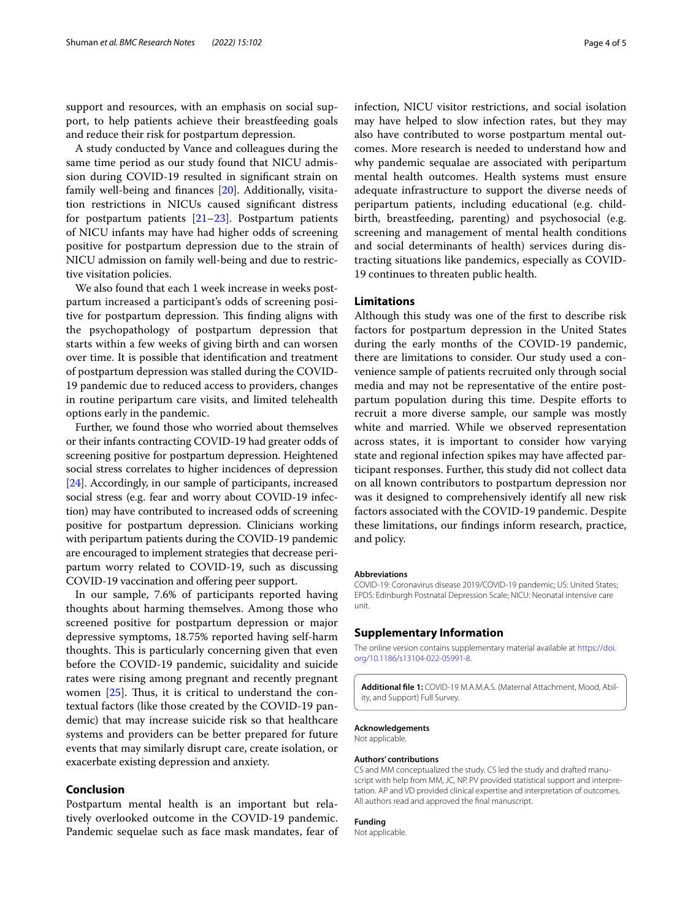support and resources, with an emphasis on social support, to help patients achieve their breastfeeding goals and reduce their risk for postpartum depression.

A study conducted by Vance and colleagues during the same time period as our study found that NICU admission during COVID-19 resulted in significant strain on family well-being and finances [20]. Additionally, visitation restrictions in NICUs caused significant distress for postpartum patients [21–23]. Postpartum patients of NICU infants may have had higher odds of screening positive for postpartum depression due to the strain of NICU admission on family well-being and due to restrictive visitation policies.

We also found that each 1 week increase in weeks postpartum increased a participant's odds of screening positive for postpartum depression. This finding aligns with the psychopathology of postpartum depression that starts within a few weeks of giving birth and can worsen over time. It is possible that identification and treatment of postpartum depression was stalled during the COVID-19 pandemic due to reduced access to providers, changes in routine peripartum care visits, and limited telehealth options early in the pandemic.

Further, we found those who worried about themselves or their infants contracting COVID-19 had greater odds of screening positive for postpartum depression. Heightened social stress correlates to higher incidences of depression [24]. Accordingly, in our sample of participants, increased social stress (e.g. fear and worry about COVID-19 infection) may have contributed to increased odds of screening positive for postpartum depression. Clinicians working with peripartum patients during the COVID-19 pandemic are encouraged to implement strategies that decrease peripartum worry related to COVID-19, such as discussing COVID-19 vaccination and offering peer support.

In our sample, 7.6% of participants reported having thoughts about harming themselves. Among those who screened positive for postpartum depression or major depressive symptoms, 18.75% reported having self-harm thoughts. This is particularly concerning given that even before the COVID-19 pandemic, suicidality and suicide rates were rising among pregnant and recently pregnant women [25]. Thus, it is critical to understand the contextual factors (like those created by the COVID-19 pandemic) that may increase suicide risk so that healthcare systems and providers can be better prepared for future events that may similarly disrupt care, create isolation, or exacerbate existing depression and anxiety.

## Conclusion

Postpartum mental health is an important but relatively overlooked outcome in the COVID-19 pandemic. Pandemic sequelae such as face mask mandates, fear of infection, NICU visitor restrictions, and social isolation may have helped to slow infection rates, but they may also have contributed to worse postpartum mental outcomes. More research is needed to understand how and why pandemic sequalae are associated with peripartum mental health outcomes. Health systems must ensure adequate infrastructure to support the diverse needs of peripartum patients, including educational (e.g. childbirth, breastfeeding, parenting) and psychosocial (e.g. screening and management of mental health conditions and social determinants of health) services during distracting situations like pandemics, especially as COVID-19 continues to threaten public health.

## Limitations

Although this study was one of the first to describe risk factors for postpartum depression in the United States during the early months of the COVID-19 pandemic, there are limitations to consider. Our study used a convenience sample of patients recruited only through social media and may not be representative of the entire postpartum population during this time. Despite efforts to recruit a more diverse sample, our sample was mostly white and married. While we observed representation across states, it is important to consider how varying state and regional infection spikes may have affected participant responses. Further, this study did not collect data on all known contributors to postpartum depression nor was it designed to comprehensively identify all new risk factors associated with the COVID-19 pandemic. Despite these limitations, our findings inform research, practice, and policy.

#### Abbreviations

COVID-19: Coronavirus disease 2019/COVID-19 pandemic; US: United States; EPDS: Edinburgh Postnatal Depression Scale; NICU: Neonatal intensive care unit.

## Supplementary Information

The online version contains supplementary material available at https://doi.org/10.1186/s13104-022-05991-8.

**Additional file 1:** COVID-19 M.A.M.A.S. (Maternal Attachment, Mood, Ability, and Support) Full Survey.

#### Acknowledgements

Not applicable.

#### Authors' contributions

CS and MM conceptualized the study. CS led the study and drafted manuscript with help from MM, JC, NP. PV provided statistical support and interpretation. AP and VD provided clinical expertise and interpretation of outcomes. All authors read and approved the final manuscript.

#### Funding

Not applicable.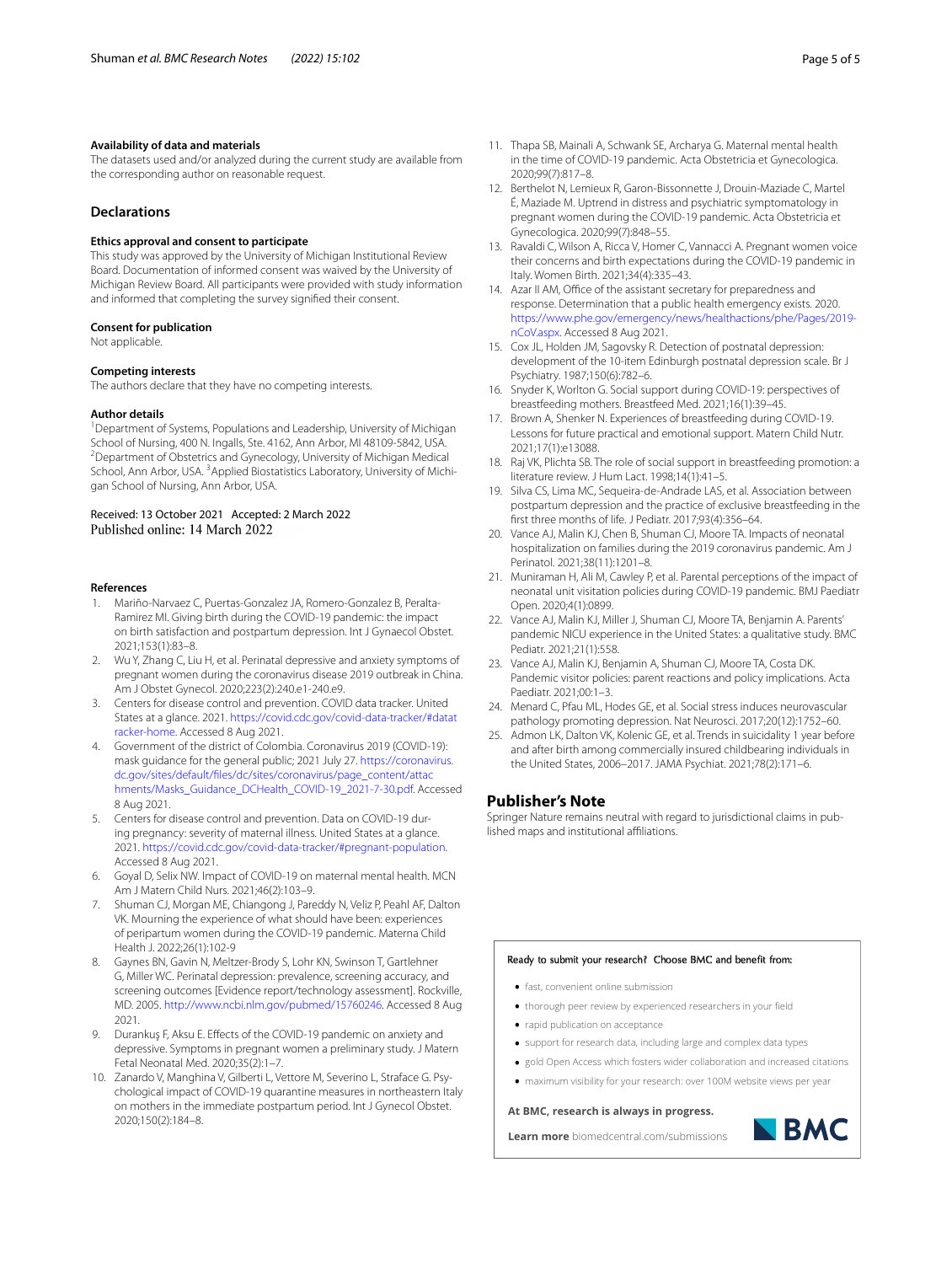### Availability of data and materials

The datasets used and/or analyzed during the current study are available from the corresponding author on reasonable request.

## Declarations

### Ethics approval and consent to participate

This study was approved by the University of Michigan Institutional Review Board. Documentation of informed consent was waived by the University of Michigan Review Board. All participants were provided with study information and informed that completing the survey signified their consent.

### Consent for publication

Not applicable.

### Competing interests

The authors declare that they have no competing interests.

### Author details

[1] Department of Systems, Populations and Leadership, University of Michigan School of Nursing, 400 N. Ingalls, Ste. 4162, Ann Arbor, MI 48109-5842, USA. [2] Department of Obstetrics and Gynecology, University of Michigan Medical School, Ann Arbor, USA. [3] Applied Biostatistics Laboratory, University of Michigan School of Nursing, Ann Arbor, USA.

Received: 13 October 2021 Accepted: 2 March 2022
Published online: 14 March 2022

### References

1. Mariño-Narvaez C, Puertas-Gonzalez JA, Romero-Gonzalez B, Peralta-Ramirez MI. Giving birth during the COVID-19 pandemic: the impact on birth satisfaction and postpartum depression. Int J Gynaecol Obstet. 2021;153(1):83–8.
2. Wu Y, Zhang C, Liu H, et al. Perinatal depressive and anxiety symptoms of pregnant women during the coronavirus disease 2019 outbreak in China. Am J Obstet Gynecol. 2020;223(2):240.e1-240.e9.
3. Centers for disease control and prevention. COVID data tracker. United States at a glance. 2021. https://covid.cdc.gov/covid-data-tracker/#datatracker-home. Accessed 8 Aug 2021.
4. Government of the district of Colombia. Coronavirus 2019 (COVID-19): mask guidance for the general public; 2021 July 27. https://coronavirus.dc.gov/sites/default/files/dc/sites/coronavirus/page_content/attachments/Masks_Guidance_DCHealth_COVID-19_2021-7-30.pdf. Accessed 8 Aug 2021.
5. Centers for disease control and prevention. Data on COVID-19 during pregnancy: severity of maternal illness. United States at a glance. 2021. https://covid.cdc.gov/covid-data-tracker/#pregnant-population. Accessed 8 Aug 2021.
6. Goyal D, Selix NW. Impact of COVID-19 on maternal mental health. MCN Am J Matern Child Nurs. 2021;46(2):103–9.
7. Shuman CJ, Morgan ME, Chiangong J, Pareddy N, Veliz P, Peahl AF, Dalton VK. Mourning the experience of what should have been: experiences of peripartum women during the COVID-19 pandemic. Materna Child Health J. 2022;26(1):102-9
8. Gaynes BN, Gavin N, Meltzer-Brody S, Lohr KN, Swinson T, Gartlehner G, Miller WC. Perinatal depression: prevalence, screening accuracy, and screening outcomes [Evidence report/technology assessment]. Rockville, MD. 2005. http://www.ncbi.nlm.gov/pubmed/15760246. Accessed 8 Aug 2021.
9. Durankuş F, Aksu E. Effects of the COVID-19 pandemic on anxiety and depressive. Symptoms in pregnant women a preliminary study. J Matern Fetal Neonatal Med. 2020;35(2):1–7.
10. Zanardo V, Manghina V, Gilberti L, Vettore M, Severino L, Straface G. Psychological impact of COVID-19 quarantine measures in northeastern Italy on mothers in the immediate postpartum period. Int J Gynecol Obstet. 2020;150(2):184–8.
11. Thapa SB, Mainali A, Schwank SE, Archarya G. Maternal mental health in the time of COVID-19 pandemic. Acta Obstetricia et Gynecologica. 2020;99(7):817–8.
12. Berthelot N, Lemieux R, Garon-Bissonnette J, Drouin-Maziade C, Martel É, Maziade M. Uptrend in distress and psychiatric symptomatology in pregnant women during the COVID-19 pandemic. Acta Obstetricia et Gynecologica. 2020;99(7):848–55.
13. Ravaldi C, Wilson A, Ricca V, Homer C, Vannacci A. Pregnant women voice their concerns and birth expectations during the COVID-19 pandemic in Italy. Women Birth. 2021;34(4):335–43.
14. Azar II AM, Office of the assistant secretary for preparedness and response. Determination that a public health emergency exists. 2020. https://www.phe.gov/emergency/news/healthactions/phe/Pages/2019-nCoV.aspx. Accessed 8 Aug 2021.
15. Cox JL, Holden JM, Sagovsky R. Detection of postnatal depression: development of the 10-item Edinburgh postnatal depression scale. Br J Psychiatry. 1987;150(6):782–6.
16. Snyder K, Worlton G. Social support during COVID-19: perspectives of breastfeeding mothers. Breastfeed Med. 2021;16(1):39–45.
17. Brown A, Shenker N. Experiences of breastfeeding during COVID-19. Lessons for future practical and emotional support. Matern Child Nutr. 2021;17(1):e13088.
18. Raj VK, Plichta SB. The role of social support in breastfeeding promotion: a literature review. J Hum Lact. 1998;14(1):41–5.
19. Silva CS, Lima MC, Sequeira-de-Andrade LAS, et al. Association between postpartum depression and the practice of exclusive breastfeeding in the first three months of life. J Pediatr. 2017;93(4):356–64.
20. Vance AJ, Malin KJ, Chen B, Shuman CJ, Moore TA. Impacts of neonatal hospitalization on families during the 2019 coronavirus pandemic. Am J Perinatol. 2021;38(11):1201–8.
21. Muniraman H, Ali M, Cawley P, et al. Parental perceptions of the impact of neonatal unit visitation policies during COVID-19 pandemic. BMJ Paediatr Open. 2020;4(1):0899.
22. Vance AJ, Malin KJ, Miller J, Shuman CJ, Moore TA, Benjamin A. Parents' pandemic NICU experience in the United States: a qualitative study. BMC Pediatr. 2021;21(1):558.
23. Vance AJ, Malin KJ, Benjamin A, Shuman CJ, Moore TA, Costa DK. Pandemic visitor policies: parent reactions and policy implications. Acta Paediatr. 2021;00:1–3.
24. Menard C, Pfau ML, Hodes GE, et al. Social stress induces neurovascular pathology promoting depression. Nat Neurosci. 2017;20(12):1752–60.
25. Admon LK, Dalton VK, Kolenic GE, et al. Trends in suicidality 1 year before and after birth among commercially insured childbearing individuals in the United States, 2006–2017. JAMA Psychiat. 2021;78(2):171–6.

## Publisher's Note

Springer Nature remains neutral with regard to jurisdictional claims in published maps and institutional affiliations.

Ready to submit your research? Choose BMC and benefit from:

- fast, convenient online submission
- thorough peer review by experienced researchers in your field
- rapid publication on acceptance
- support for research data, including large and complex data types
- gold Open Access which fosters wider collaboration and increased citations
- maximum visibility for your research: over 100M website views per year

**At BMC, research is always in progress.**

**Learn more** biomedcentral.com/submissions